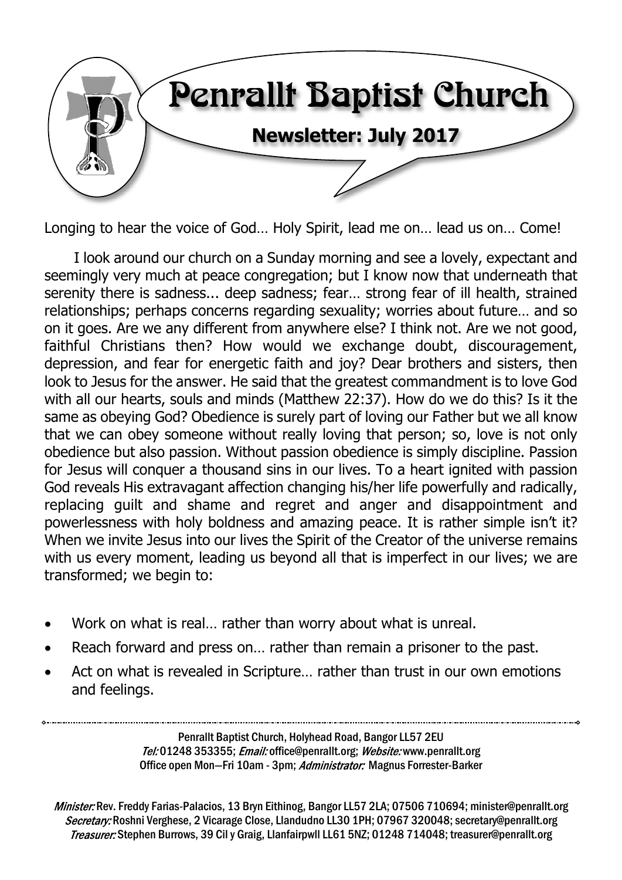# Penrallt Baptist Church

## Newsletter: July 2017

Longing to hear the voice of God… Holy Spirit, lead me on… lead us on… Come!

I look around our church on a Sunday morning and see a lovely, expectant and seemingly very much at peace congregation; but I know now that underneath that serenity there is sadness... deep sadness; fear… strong fear of ill health, strained relationships; perhaps concerns regarding sexuality; worries about future… and so on it goes. Are we any different from anywhere else? I think not. Are we not good, faithful Christians then? How would we exchange doubt, discouragement, depression, and fear for energetic faith and joy? Dear brothers and sisters, then look to Jesus for the answer. He said that the greatest commandment is to love God with all our hearts, souls and minds (Matthew 22:37). How do we do this? Is it the same as obeying God? Obedience is surely part of loving our Father but we all know that we can obey someone without really loving that person; so, love is not only obedience but also passion. Without passion obedience is simply discipline. Passion for Jesus will conquer a thousand sins in our lives. To a heart ignited with passion God reveals His extravagant affection changing his/her life powerfully and radically, replacing guilt and shame and regret and anger and disappointment and powerlessness with holy boldness and amazing peace. It is rather simple isn't it? When we invite Jesus into our lives the Spirit of the Creator of the universe remains with us every moment, leading us beyond all that is imperfect in our lives; we are transformed; we begin to:

- Work on what is real… rather than worry about what is unreal.
- Reach forward and press on… rather than remain a prisoner to the past.
- Act on what is revealed in Scripture… rather than trust in our own emotions and feelings.

---

Penrallt Baptist Church, Holyhead Road, Bangor LL57 2EU
*Tel:* 01248 353355; *Email:* office@penrallt.org; *Website:* www.penrallt.org
Office open Mon—Fri 10am - 3pm; *Administrator:* Magnus Forrester-Barker

*Minister:* Rev. Freddy Farias-Palacios, 13 Bryn Eithinog, Bangor LL57 2LA; 07506 710694; minister@penrallt.org
*Secretary:* Roshni Verghese, 2 Vicarage Close, Llandudno LL30 1PH; 07967 320048; secretary@penrallt.org
*Treasurer:* Stephen Burrows, 39 Cil y Graig, Llanfairpwll LL61 5NZ; 01248 714048; treasurer@penrallt.org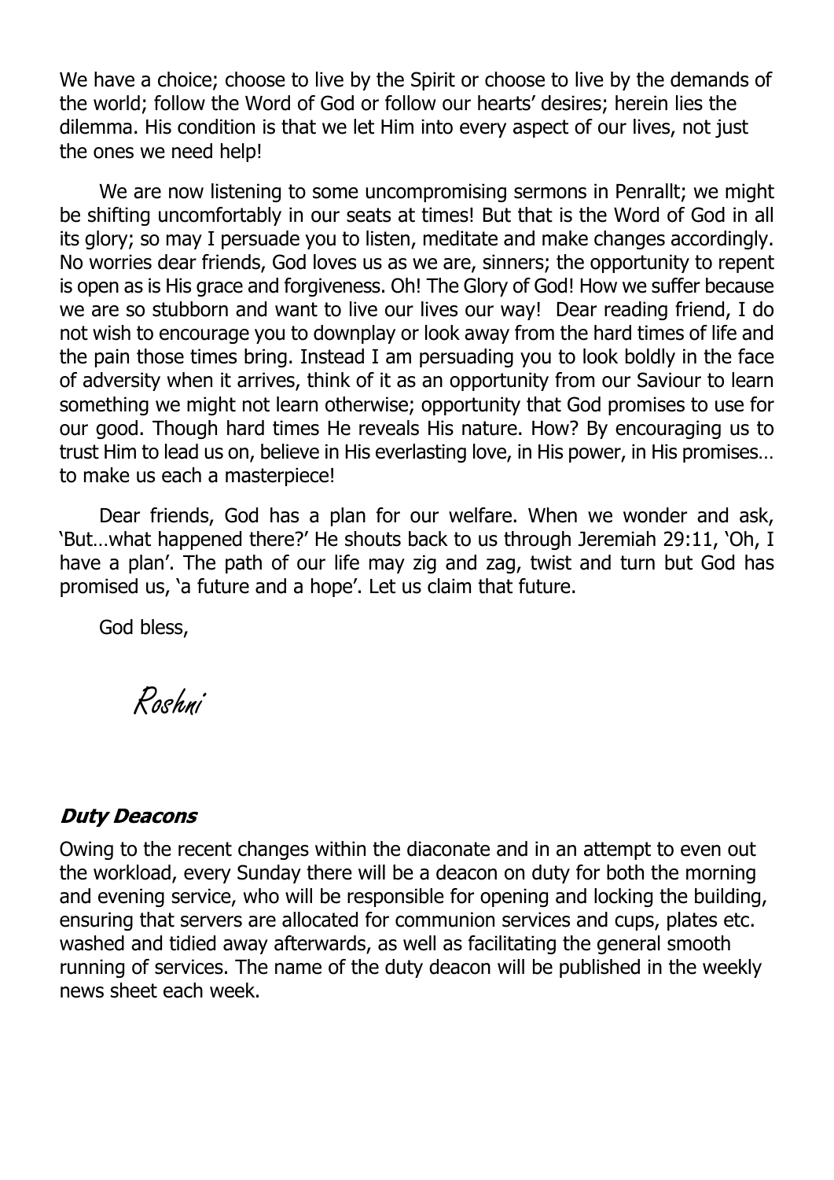We have a choice; choose to live by the Spirit or choose to live by the demands of the world; follow the Word of God or follow our hearts' desires; herein lies the dilemma. His condition is that we let Him into every aspect of our lives, not just the ones we need help!

We are now listening to some uncompromising sermons in Penrallt; we might be shifting uncomfortably in our seats at times! But that is the Word of God in all its glory; so may I persuade you to listen, meditate and make changes accordingly. No worries dear friends, God loves us as we are, sinners; the opportunity to repent is open as is His grace and forgiveness. Oh! The Glory of God! How we suffer because we are so stubborn and want to live our lives our way! Dear reading friend, I do not wish to encourage you to downplay or look away from the hard times of life and the pain those times bring. Instead I am persuading you to look boldly in the face of adversity when it arrives, think of it as an opportunity from our Saviour to learn something we might not learn otherwise; opportunity that God promises to use for our good. Though hard times He reveals His nature. How? By encouraging us to trust Him to lead us on, believe in His everlasting love, in His power, in His promises… to make us each a masterpiece!

Dear friends, God has a plan for our welfare. When we wonder and ask, 'But…what happened there?' He shouts back to us through Jeremiah 29:11, 'Oh, I have a plan'. The path of our life may zig and zag, twist and turn but God has promised us, 'a future and a hope'. Let us claim that future.

God bless,

*Roshni*

### ***Duty Deacons***

Owing to the recent changes within the diaconate and in an attempt to even out the workload, every Sunday there will be a deacon on duty for both the morning and evening service, who will be responsible for opening and locking the building, ensuring that servers are allocated for communion services and cups, plates etc. washed and tidied away afterwards, as well as facilitating the general smooth running of services. The name of the duty deacon will be published in the weekly news sheet each week.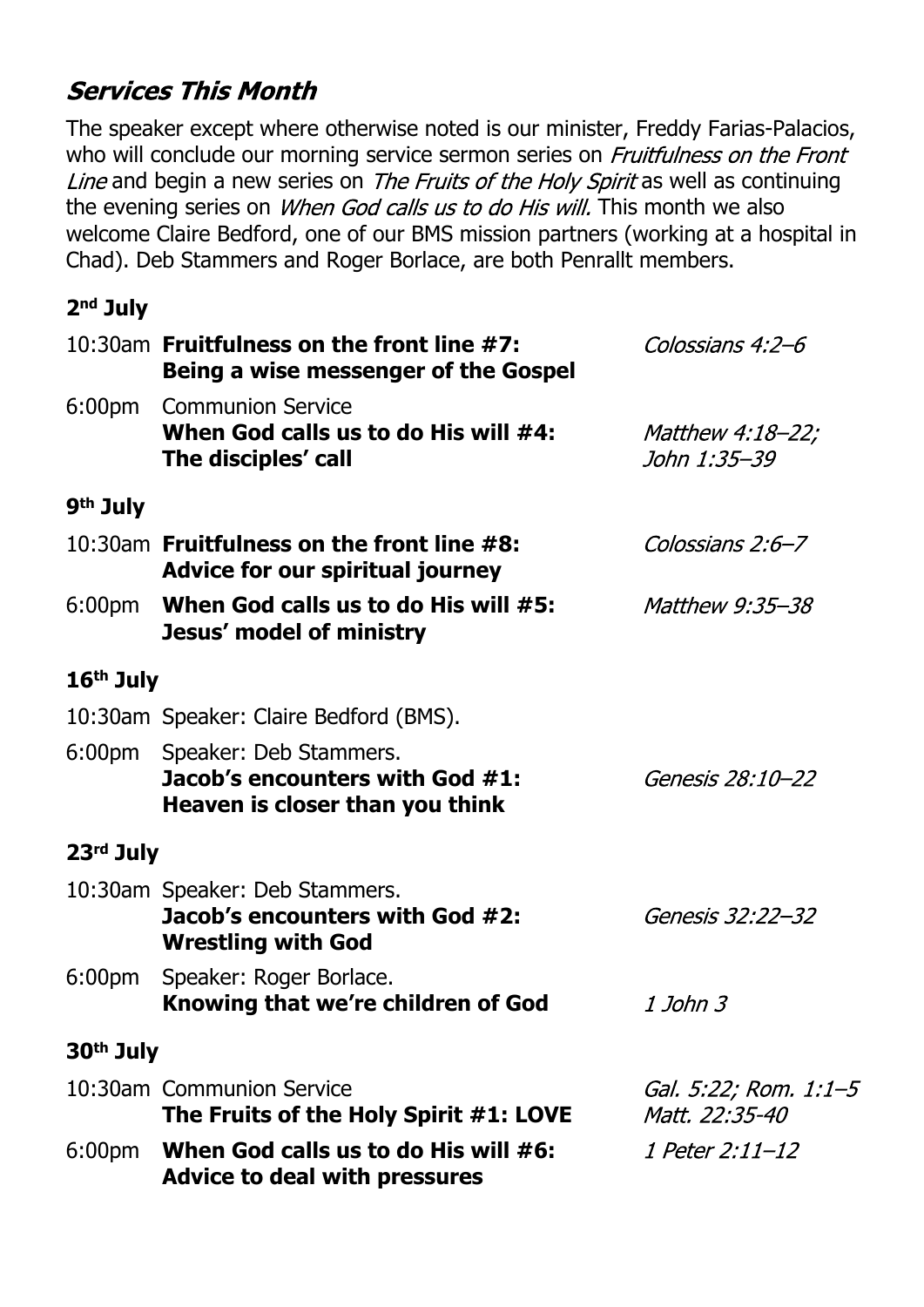## *Services This Month*

The speaker except where otherwise noted is our minister, Freddy Farias-Palacios, who will conclude our morning service sermon series on *Fruitfulness on the Front Line* and begin a new series on *The Fruits of the Holy Spirit* as well as continuing the evening series on *When God calls us to do His will.* This month we also welcome Claire Bedford, one of our BMS mission partners (working at a hospital in Chad). Deb Stammers and Roger Borlace, are both Penrallt members.

### 2nd July

| | | |
|---|---|---|
| 10:30am | **Fruitfulness on the front line #7: Being a wise messenger of the Gospel** | *Colossians 4:2–6* |
| 6:00pm | Communion Service **When God calls us to do His will #4: The disciples' call** | *Matthew 4:18–22; John 1:35–39* |

### 9th July

| | | |
|---|---|---|
| 10:30am | **Fruitfulness on the front line #8: Advice for our spiritual journey** | *Colossians 2:6–7* |
| 6:00pm | **When God calls us to do His will #5: Jesus' model of ministry** | *Matthew 9:35–38* |

### 16th July

| | | |
|---|---|---|
| 10:30am | Speaker: Claire Bedford (BMS). | |
| 6:00pm | Speaker: Deb Stammers. **Jacob's encounters with God #1: Heaven is closer than you think** | *Genesis 28:10–22* |

### 23rd July

| | | |
|---|---|---|
| 10:30am | Speaker: Deb Stammers. **Jacob's encounters with God #2: Wrestling with God** | *Genesis 32:22–32* |
| 6:00pm | Speaker: Roger Borlace. **Knowing that we're children of God** | *1 John 3* |

### 30th July

| | | |
|---|---|---|
| 10:30am | Communion Service **The Fruits of the Holy Spirit #1: LOVE** | *Gal. 5:22; Rom. 1:1–5 Matt. 22:35-40* |
| 6:00pm | **When God calls us to do His will #6: Advice to deal with pressures** | *1 Peter 2:11–12* |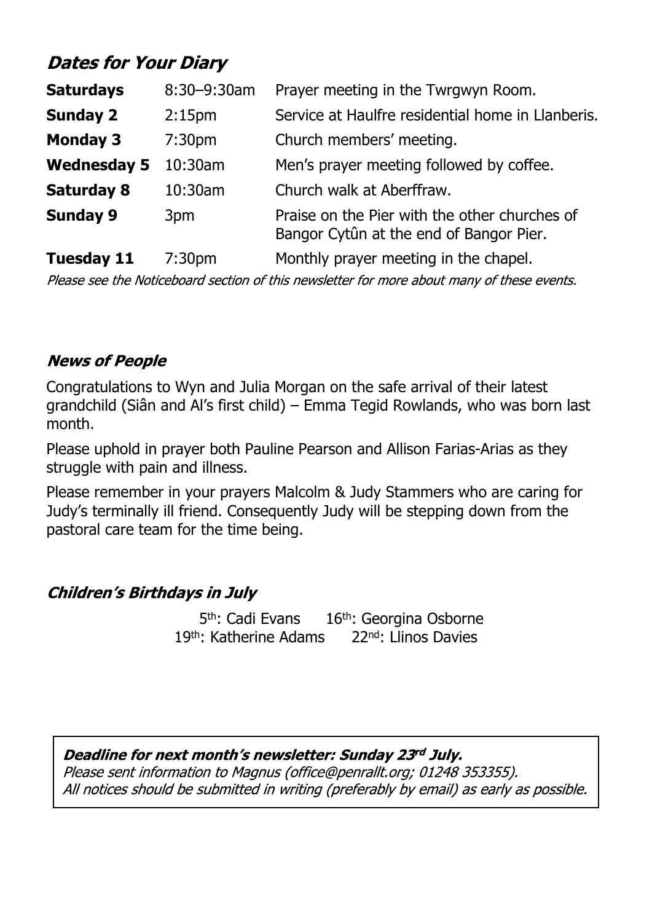## *Dates for Your Diary*

| | | |
|---|---|---|
| **Saturdays** | 8:30–9:30am | Prayer meeting in the Twrgwyn Room. |
| **Sunday 2** | 2:15pm | Service at Haulfre residential home in Llanberis. |
| **Monday 3** | 7:30pm | Church members' meeting. |
| **Wednesday 5** | 10:30am | Men's prayer meeting followed by coffee. |
| **Saturday 8** | 10:30am | Church walk at Aberffraw. |
| **Sunday 9** | 3pm | Praise on the Pier with the other churches of Bangor Cytûn at the end of Bangor Pier. |
| **Tuesday 11** | 7:30pm | Monthly prayer meeting in the chapel. |

*Please see the Noticeboard section of this newsletter for more about many of these events.*

## *News of People*

Congratulations to Wyn and Julia Morgan on the safe arrival of their latest grandchild (Siân and Al's first child) – Emma Tegid Rowlands, who was born last month.

Please uphold in prayer both Pauline Pearson and Allison Farias-Arias as they struggle with pain and illness.

Please remember in your prayers Malcolm & Judy Stammers who are caring for Judy's terminally ill friend. Consequently Judy will be stepping down from the pastoral care team for the time being.

## *Children's Birthdays in July*

5th: Cadi Evans 16th: Georgina Osborne
19th: Katherine Adams 22nd: Llinos Davies

***Deadline for next month's newsletter: Sunday 23rd July.***
*Please sent information to Magnus (office@penrallt.org; 01248 353355).*
*All notices should be submitted in writing (preferably by email) as early as possible.*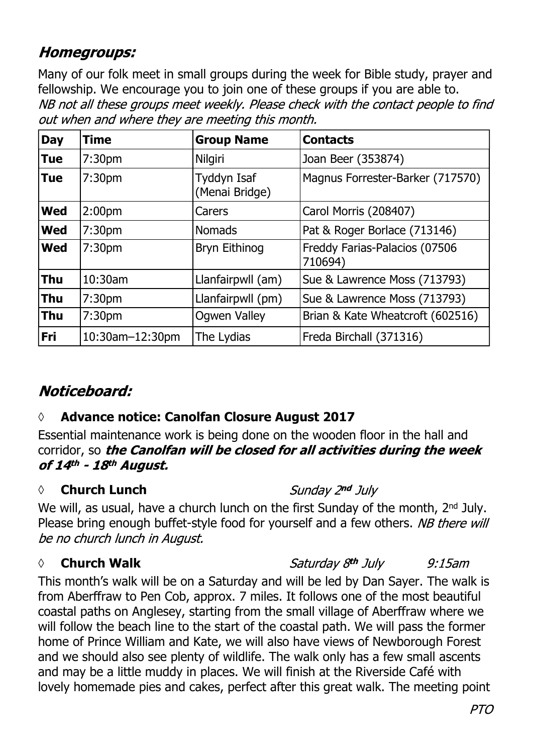## ***Homegroups:***

Many of our folk meet in small groups during the week for Bible study, prayer and fellowship. We encourage you to join one of these groups if you are able to.
*NB not all these groups meet weekly. Please check with the contact people to find out when and where they are meeting this month.*

| Day | Time | Group Name | Contacts |
|---|---|---|---|
| **Tue** | 7:30pm | Nilgiri | Joan Beer (353874) |
| **Tue** | 7:30pm | Tyddyn Isaf (Menai Bridge) | Magnus Forrester-Barker (717570) |
| **Wed** | 2:00pm | Carers | Carol Morris (208407) |
| **Wed** | 7:30pm | Nomads | Pat & Roger Borlace (713146) |
| **Wed** | 7:30pm | Bryn Eithinog | Freddy Farias-Palacios (07506 710694) |
| **Thu** | 10:30am | Llanfairpwll (am) | Sue & Lawrence Moss (713793) |
| **Thu** | 7:30pm | Llanfairpwll (pm) | Sue & Lawrence Moss (713793) |
| **Thu** | 7:30pm | Ogwen Valley | Brian & Kate Wheatcroft (602516) |
| **Fri** | 10:30am–12:30pm | The Lydias | Freda Birchall (371316) |

## ***Noticeboard:***

◊ **Advance notice: Canolfan Closure August 2017**

Essential maintenance work is being done on the wooden floor in the hall and corridor, so ***the Canolfan will be closed for all activities during the week of 14th - 18th August.***

◊ **Church Lunch** *Sunday 2nd July*

We will, as usual, have a church lunch on the first Sunday of the month, 2nd July. Please bring enough buffet-style food for yourself and a few others. *NB there will be no church lunch in August.*

◊ **Church Walk** *Saturday 8th July* *9:15am*

This month's walk will be on a Saturday and will be led by Dan Sayer. The walk is from Aberffraw to Pen Cob, approx. 7 miles. It follows one of the most beautiful coastal paths on Anglesey, starting from the small village of Aberffraw where we will follow the beach line to the start of the coastal path. We will pass the former home of Prince William and Kate, we will also have views of Newborough Forest and we should also see plenty of wildlife. The walk only has a few small ascents and may be a little muddy in places. We will finish at the Riverside Café with lovely homemade pies and cakes, perfect after this great walk. The meeting point

*PTO*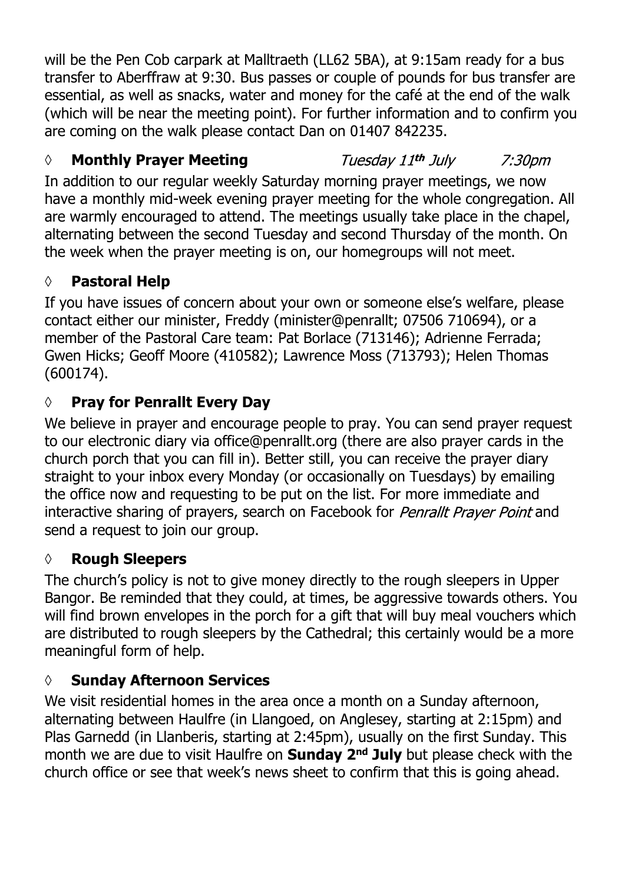will be the Pen Cob carpark at Malltraeth (LL62 5BA), at 9:15am ready for a bus transfer to Aberffraw at 9:30. Bus passes or couple of pounds for bus transfer are essential, as well as snacks, water and money for the café at the end of the walk (which will be near the meeting point). For further information and to confirm you are coming on the walk please contact Dan on 01407 842235.

### ◊ Monthly Prayer Meeting — *Tuesday 11th July* — *7:30pm*

In addition to our regular weekly Saturday morning prayer meetings, we now have a monthly mid-week evening prayer meeting for the whole congregation. All are warmly encouraged to attend. The meetings usually take place in the chapel, alternating between the second Tuesday and second Thursday of the month. On the week when the prayer meeting is on, our homegroups will not meet.

### ◊ Pastoral Help

If you have issues of concern about your own or someone else's welfare, please contact either our minister, Freddy (minister@penrallt; 07506 710694), or a member of the Pastoral Care team: Pat Borlace (713146); Adrienne Ferrada; Gwen Hicks; Geoff Moore (410582); Lawrence Moss (713793); Helen Thomas (600174).

### ◊ Pray for Penrallt Every Day

We believe in prayer and encourage people to pray. You can send prayer request to our electronic diary via office@penrallt.org (there are also prayer cards in the church porch that you can fill in). Better still, you can receive the prayer diary straight to your inbox every Monday (or occasionally on Tuesdays) by emailing the office now and requesting to be put on the list. For more immediate and interactive sharing of prayers, search on Facebook for *Penrallt Prayer Point* and send a request to join our group.

### ◊ Rough Sleepers

The church's policy is not to give money directly to the rough sleepers in Upper Bangor. Be reminded that they could, at times, be aggressive towards others. You will find brown envelopes in the porch for a gift that will buy meal vouchers which are distributed to rough sleepers by the Cathedral; this certainly would be a more meaningful form of help.

### ◊ Sunday Afternoon Services

We visit residential homes in the area once a month on a Sunday afternoon, alternating between Haulfre (in Llangoed, on Anglesey, starting at 2:15pm) and Plas Garnedd (in Llanberis, starting at 2:45pm), usually on the first Sunday. This month we are due to visit Haulfre on **Sunday 2nd July** but please check with the church office or see that week's news sheet to confirm that this is going ahead.